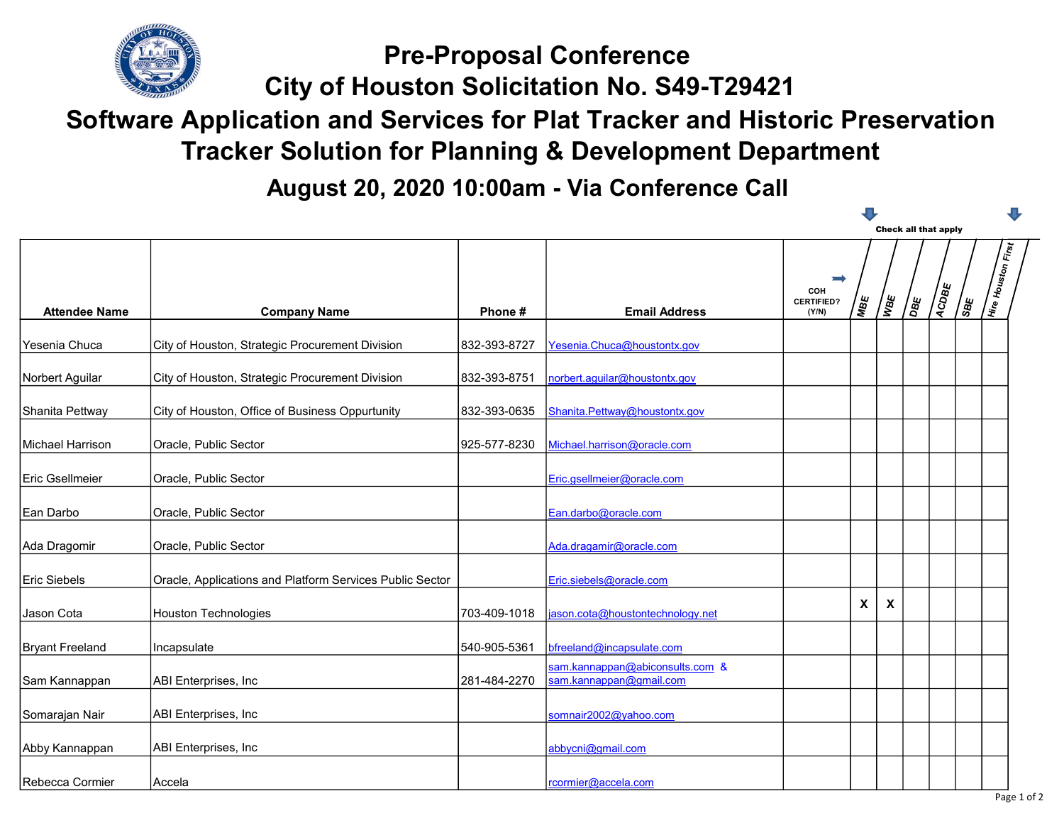# Pre-Proposal Conference
# City of Houston Solicitation No. S49-T29421
# Software Application and Services for Plat Tracker and Historic Preservation Tracker Solution for Planning & Development Department

## August 20, 2020 10:00am - Via Conference Call

Check all that apply

| Attendee Name | Company Name | Phone # | Email Address | COH CERTIFIED? (Y/N) | MBE | WBE | DBE | ACDBE | SBE | Hire Houston First |
|---|---|---|---|---|---|---|---|---|---|---|
| Yesenia Chuca | City of Houston, Strategic Procurement Division | 832-393-8727 | Yesenia.Chuca@houstontx.gov | | | | | | | |
| Norbert Aguilar | City of Houston, Strategic Procurement Division | 832-393-8751 | norbert.aguilar@houstontx.gov | | | | | | | |
| Shanita Pettway | City of Houston, Office of Business Oppurtunity | 832-393-0635 | Shanita.Pettway@houstontx.gov | | | | | | | |
| Michael Harrison | Oracle, Public Sector | 925-577-8230 | Michael.harrison@oracle.com | | | | | | | |
| Eric Gsellmeier | Oracle, Public Sector | | Eric.gsellmeier@oracle.com | | | | | | | |
| Ean Darbo | Oracle, Public Sector | | Ean.darbo@oracle.com | | | | | | | |
| Ada Dragomir | Oracle, Public Sector | | Ada.dragamir@oracle.com | | | | | | | |
| Eric Siebels | Oracle, Applications and Platform Services Public Sector | | Eric.siebels@oracle.com | | | | | | | |
| Jason Cota | Houston Technologies | 703-409-1018 | jason.cota@houstontechnology.net | | X | X | | | | |
| Bryant Freeland | Incapsulate | 540-905-5361 | bfreeland@incapsulate.com | | | | | | | |
| Sam Kannappan | ABI Enterprises, Inc | 281-484-2270 | sam.kannappan@abiconsults.com & sam.kannappan@gmail.com | | | | | | | |
| Somarajan Nair | ABI Enterprises, Inc | | somnair2002@yahoo.com | | | | | | | |
| Abby Kannappan | ABI Enterprises, Inc | | abbycni@gmail.com | | | | | | | |
| Rebecca Cormier | Accela | | rcormier@accela.com | | | | | | | |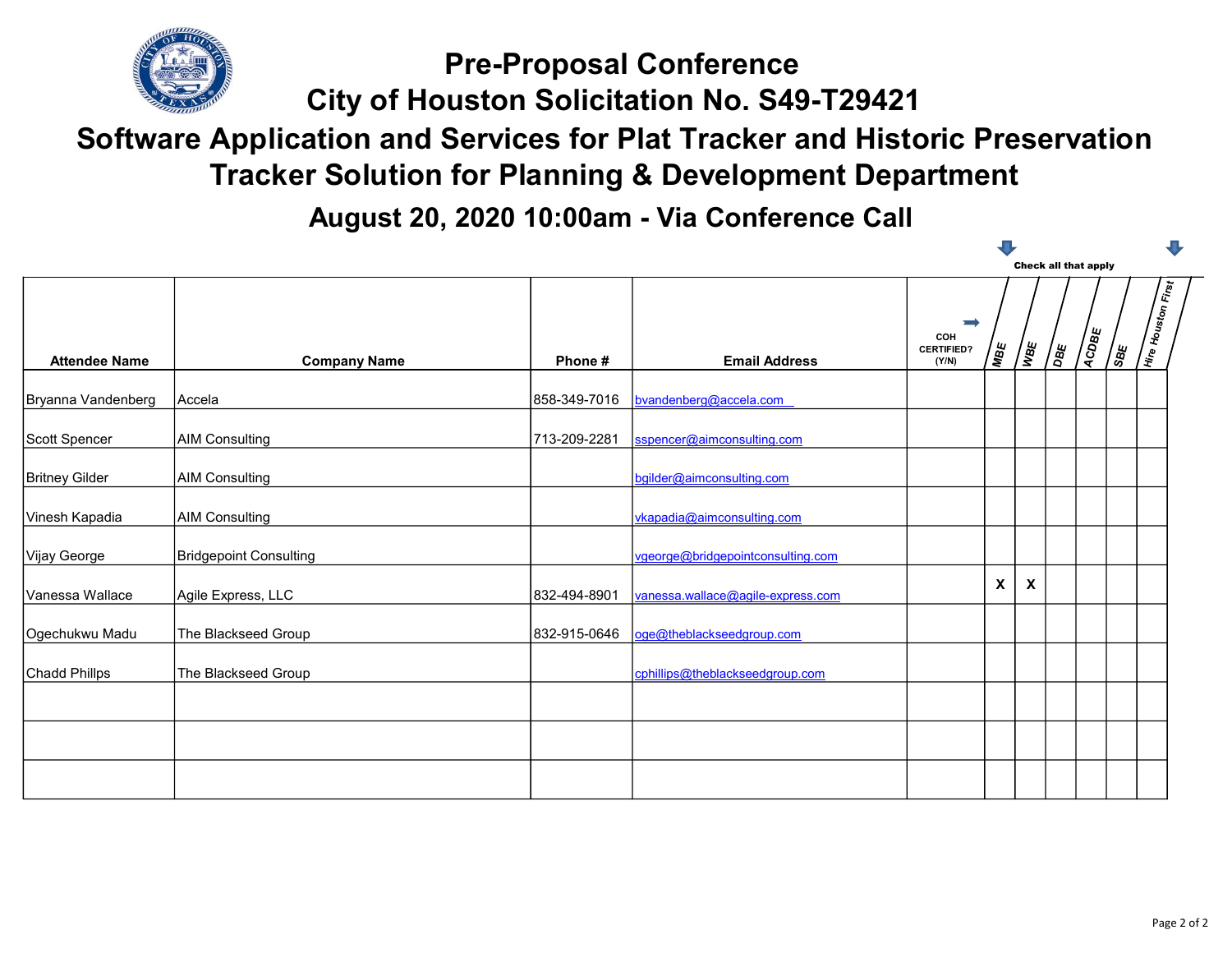# Pre-Proposal Conference

# City of Houston Solicitation No. S49-T29421

# Software Application and Services for Plat Tracker and Historic Preservation Tracker Solution for Planning & Development Department

## August 20, 2020 10:00am - Via Conference Call

Check all that apply

| Attendee Name | Company Name | Phone # | Email Address | COH CERTIFIED? (Y/N) | MBE | WBE | DBE | ACDBE | SBE | Hire Houston First |
|---|---|---|---|---|---|---|---|---|---|---|
| Bryanna Vandenberg | Accela | 858-349-7016 | bvandenberg@accela.com | | | | | | | |
| Scott Spencer | AIM Consulting | 713-209-2281 | sspencer@aimconsulting.com | | | | | | | |
| Britney Gilder | AIM Consulting | | bgilder@aimconsulting.com | | | | | | | |
| Vinesh Kapadia | AIM Consulting | | vkapadia@aimconsulting.com | | | | | | | |
| Vijay George | Bridgepoint Consulting | | vgeorge@bridgepointconsulting.com | | | | | | | |
| Vanessa Wallace | Agile Express, LLC | 832-494-8901 | vanessa.wallace@agile-express.com | | X | X | | | | |
| Ogechukwu Madu | The Blackseed Group | 832-915-0646 | oge@theblackseedgroup.com | | | | | | | |
| Chadd Phillps | The Blackseed Group | | cphillips@theblackseedgroup.com | | | | | | | |
| | | | | | | | | | | |
| | | | | | | | | | | |
| | | | | | | | | | | |